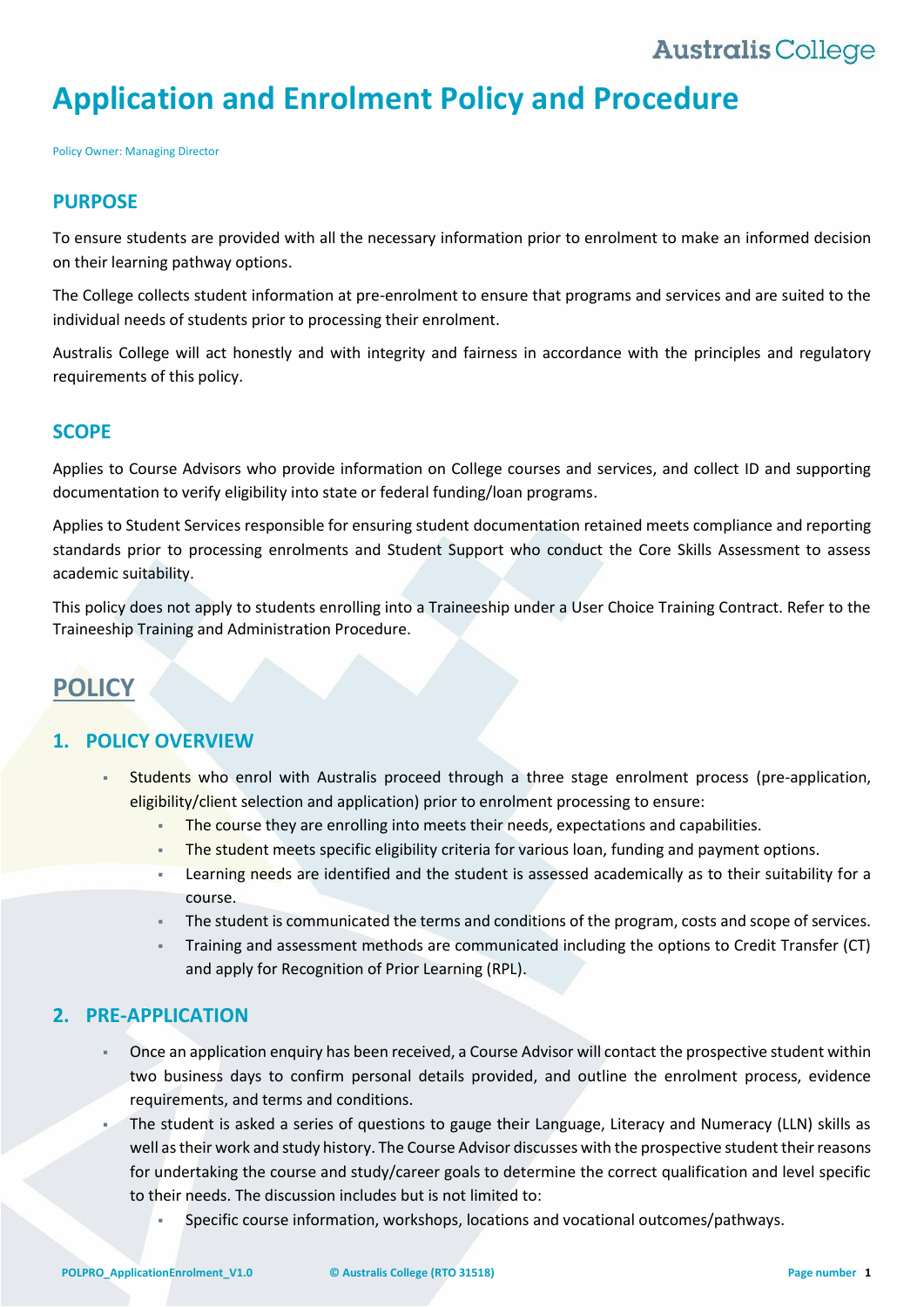# Application and Enrolment Policy and Procedure

Policy Owner: Managing Director

## PURPOSE

To ensure students are provided with all the necessary information prior to enrolment to make an informed decision on their learning pathway options.

The College collects student information at pre-enrolment to ensure that programs and services and are suited to the individual needs of students prior to processing their enrolment.

Australis College will act honestly and with integrity and fairness in accordance with the principles and regulatory requirements of this policy.

## SCOPE

Applies to Course Advisors who provide information on College courses and services, and collect ID and supporting documentation to verify eligibility into state or federal funding/loan programs.

Applies to Student Services responsible for ensuring student documentation retained meets compliance and reporting standards prior to processing enrolments and Student Support who conduct the Core Skills Assessment to assess academic suitability.

This policy does not apply to students enrolling into a Traineeship under a User Choice Training Contract. Refer to the Traineeship Training and Administration Procedure.

# POLICY

## 1. POLICY OVERVIEW

- Students who enrol with Australis proceed through a three stage enrolment process (pre-application, eligibility/client selection and application) prior to enrolment processing to ensure:
  - The course they are enrolling into meets their needs, expectations and capabilities.
  - The student meets specific eligibility criteria for various loan, funding and payment options.
  - Learning needs are identified and the student is assessed academically as to their suitability for a course.
  - The student is communicated the terms and conditions of the program, costs and scope of services.
  - Training and assessment methods are communicated including the options to Credit Transfer (CT) and apply for Recognition of Prior Learning (RPL).

## 2. PRE-APPLICATION

- Once an application enquiry has been received, a Course Advisor will contact the prospective student within two business days to confirm personal details provided, and outline the enrolment process, evidence requirements, and terms and conditions.
- The student is asked a series of questions to gauge their Language, Literacy and Numeracy (LLN) skills as well as their work and study history. The Course Advisor discusses with the prospective student their reasons for undertaking the course and study/career goals to determine the correct qualification and level specific to their needs. The discussion includes but is not limited to:
  - Specific course information, workshops, locations and vocational outcomes/pathways.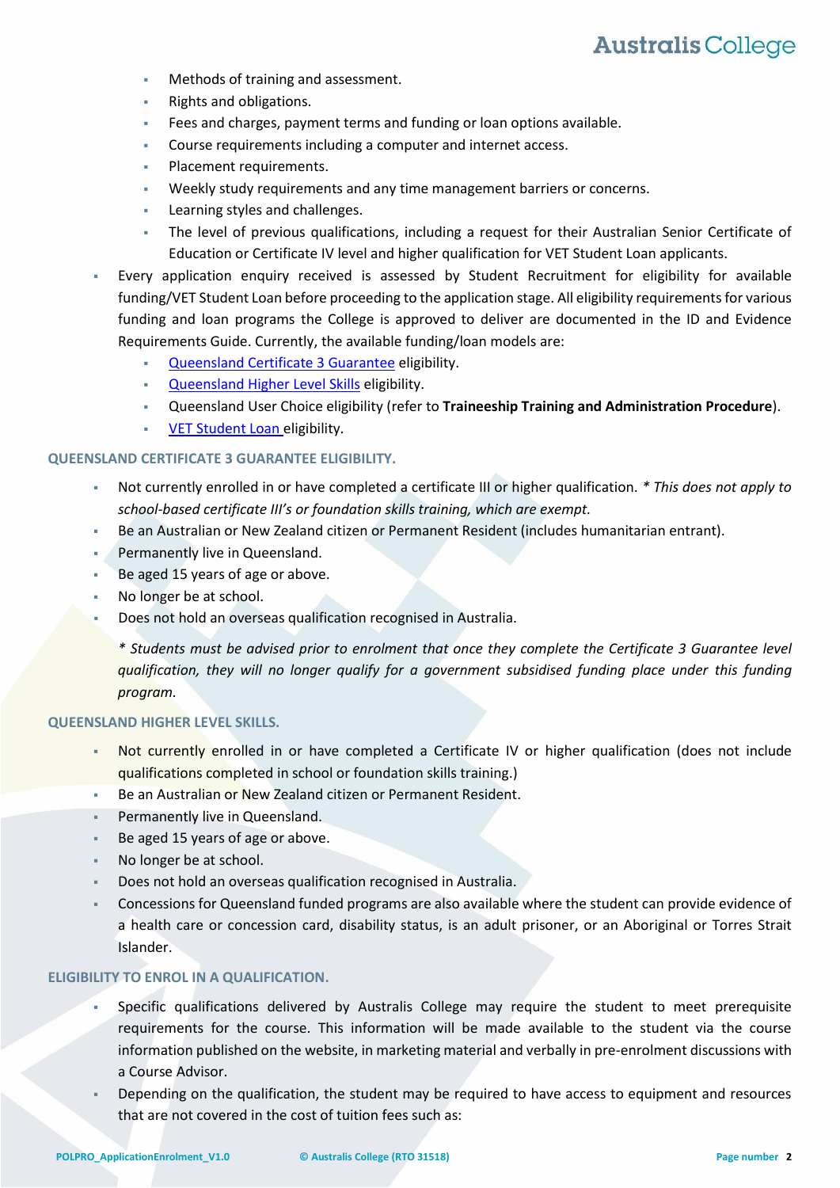- Methods of training and assessment.
    - Rights and obligations.
    - Fees and charges, payment terms and funding or loan options available.
    - Course requirements including a computer and internet access.
    - Placement requirements.
    - Weekly study requirements and any time management barriers or concerns.
    - Learning styles and challenges.
    - The level of previous qualifications, including a request for their Australian Senior Certificate of Education or Certificate IV level and higher qualification for VET Student Loan applicants.
- Every application enquiry received is assessed by Student Recruitment for eligibility for available funding/VET Student Loan before proceeding to the application stage. All eligibility requirements for various funding and loan programs the College is approved to deliver are documented in the ID and Evidence Requirements Guide. Currently, the available funding/loan models are:
    - [Queensland Certificate 3 Guarantee] eligibility.
    - [Queensland Higher Level Skills] eligibility.
    - Queensland User Choice eligibility (refer to **Traineeship Training and Administration Procedure**).
    - [VET Student Loan] eligibility.

#### QUEENSLAND CERTIFICATE 3 GUARANTEE ELIGIBILITY.

- Not currently enrolled in or have completed a certificate III or higher qualification. *\* This does not apply to school-based certificate III's or foundation skills training, which are exempt.*
- Be an Australian or New Zealand citizen or Permanent Resident (includes humanitarian entrant).
- Permanently live in Queensland.
- Be aged 15 years of age or above.
- No longer be at school.
- Does not hold an overseas qualification recognised in Australia.

  *\* Students must be advised prior to enrolment that once they complete the Certificate 3 Guarantee level qualification, they will no longer qualify for a government subsidised funding place under this funding program.*

#### QUEENSLAND HIGHER LEVEL SKILLS.

- Not currently enrolled in or have completed a Certificate IV or higher qualification (does not include qualifications completed in school or foundation skills training.)
- Be an Australian or New Zealand citizen or Permanent Resident.
- Permanently live in Queensland.
- Be aged 15 years of age or above.
- No longer be at school.
- Does not hold an overseas qualification recognised in Australia.
- Concessions for Queensland funded programs are also available where the student can provide evidence of a health care or concession card, disability status, is an adult prisoner, or an Aboriginal or Torres Strait Islander.

#### ELIGIBILITY TO ENROL IN A QUALIFICATION.

- Specific qualifications delivered by Australis College may require the student to meet prerequisite requirements for the course. This information will be made available to the student via the course information published on the website, in marketing material and verbally in pre-enrolment discussions with a Course Advisor.
- Depending on the qualification, the student may be required to have access to equipment and resources that are not covered in the cost of tuition fees such as: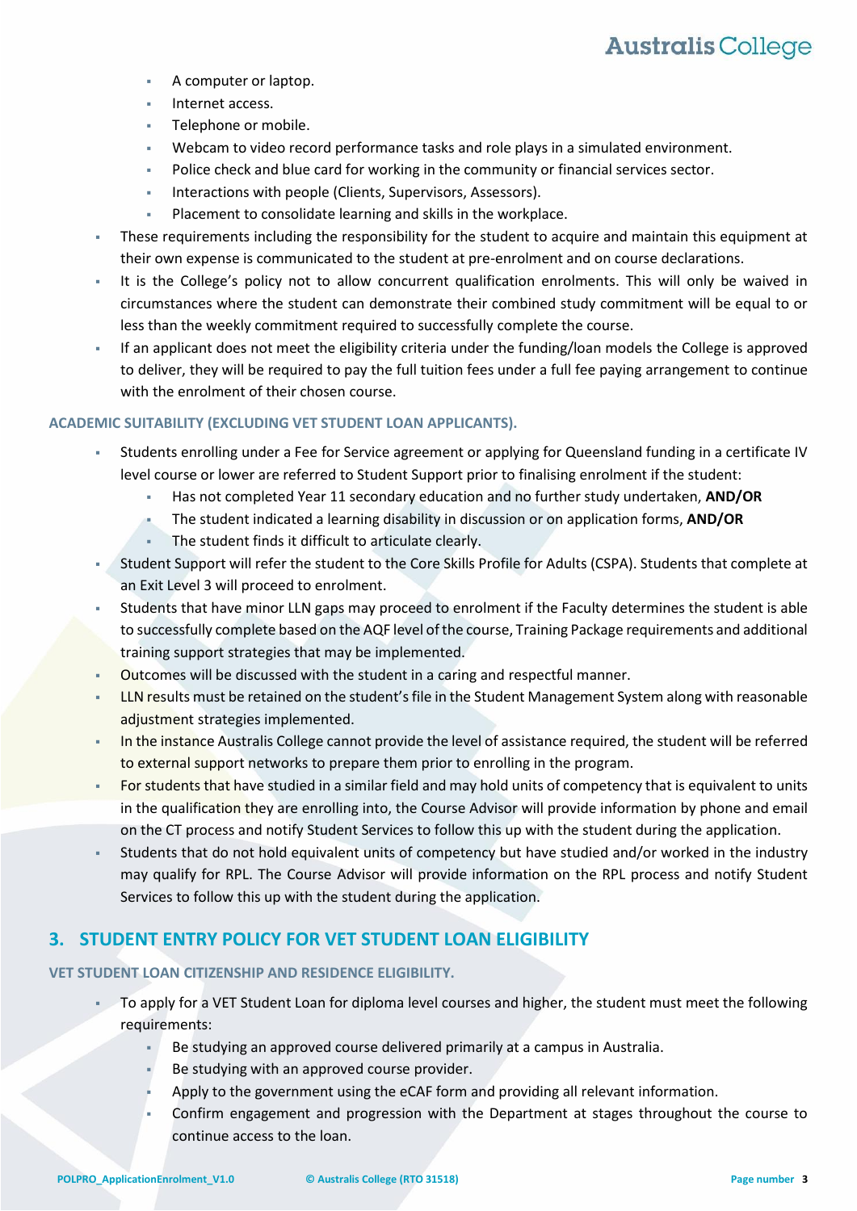- A computer or laptop.
    - Internet access.
    - Telephone or mobile.
    - Webcam to video record performance tasks and role plays in a simulated environment.
    - Police check and blue card for working in the community or financial services sector.
    - Interactions with people (Clients, Supervisors, Assessors).
    - Placement to consolidate learning and skills in the workplace.
- These requirements including the responsibility for the student to acquire and maintain this equipment at their own expense is communicated to the student at pre-enrolment and on course declarations.
- It is the College's policy not to allow concurrent qualification enrolments. This will only be waived in circumstances where the student can demonstrate their combined study commitment will be equal to or less than the weekly commitment required to successfully complete the course.
- If an applicant does not meet the eligibility criteria under the funding/loan models the College is approved to deliver, they will be required to pay the full tuition fees under a full fee paying arrangement to continue with the enrolment of their chosen course.

#### ACADEMIC SUITABILITY (EXCLUDING VET STUDENT LOAN APPLICANTS).

- Students enrolling under a Fee for Service agreement or applying for Queensland funding in a certificate IV level course or lower are referred to Student Support prior to finalising enrolment if the student:
    - Has not completed Year 11 secondary education and no further study undertaken, **AND/OR**
    - The student indicated a learning disability in discussion or on application forms, **AND/OR**
    - The student finds it difficult to articulate clearly.
- Student Support will refer the student to the Core Skills Profile for Adults (CSPA). Students that complete at an Exit Level 3 will proceed to enrolment.
- Students that have minor LLN gaps may proceed to enrolment if the Faculty determines the student is able to successfully complete based on the AQF level of the course, Training Package requirements and additional training support strategies that may be implemented.
- Outcomes will be discussed with the student in a caring and respectful manner.
- LLN results must be retained on the student's file in the Student Management System along with reasonable adjustment strategies implemented.
- In the instance Australis College cannot provide the level of assistance required, the student will be referred to external support networks to prepare them prior to enrolling in the program.
- For students that have studied in a similar field and may hold units of competency that is equivalent to units in the qualification they are enrolling into, the Course Advisor will provide information by phone and email on the CT process and notify Student Services to follow this up with the student during the application.
- Students that do not hold equivalent units of competency but have studied and/or worked in the industry may qualify for RPL. The Course Advisor will provide information on the RPL process and notify Student Services to follow this up with the student during the application.

## 3. STUDENT ENTRY POLICY FOR VET STUDENT LOAN ELIGIBILITY

#### VET STUDENT LOAN CITIZENSHIP AND RESIDENCE ELIGIBILITY.

- To apply for a VET Student Loan for diploma level courses and higher, the student must meet the following requirements:
    - Be studying an approved course delivered primarily at a campus in Australia.
    - Be studying with an approved course provider.
    - Apply to the government using the eCAF form and providing all relevant information.
    - Confirm engagement and progression with the Department at stages throughout the course to continue access to the loan.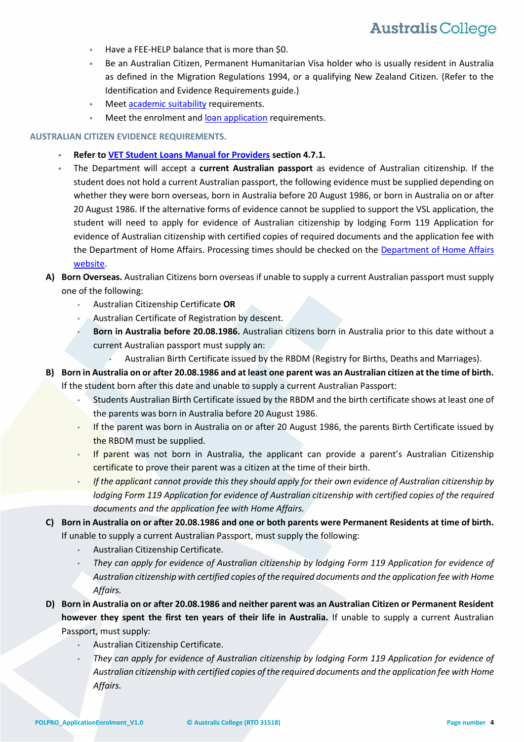- Have a FEE-HELP balance that is more than $0.
- Be an Australian Citizen, Permanent Humanitarian Visa holder who is usually resident in Australia as defined in the Migration Regulations 1994, or a qualifying New Zealand Citizen. (Refer to the Identification and Evidence Requirements guide.)
- Meet academic suitability requirements.
- Meet the enrolment and loan application requirements.

### AUSTRALIAN CITIZEN EVIDENCE REQUIREMENTS.

- **Refer to VET Student Loans Manual for Providers section 4.7.1.**
- The Department will accept a **current Australian passport** as evidence of Australian citizenship. If the student does not hold a current Australian passport, the following evidence must be supplied depending on whether they were born overseas, born in Australia before 20 August 1986, or born in Australia on or after 20 August 1986. If the alternative forms of evidence cannot be supplied to support the VSL application, the student will need to apply for evidence of Australian citizenship by lodging Form 119 Application for evidence of Australian citizenship with certified copies of required documents and the application fee with the Department of Home Affairs. Processing times should be checked on the Department of Home Affairs website.

**A) Born Overseas.** Australian Citizens born overseas if unable to supply a current Australian passport must supply one of the following:

- Australian Citizenship Certificate **OR**
- Australian Certificate of Registration by descent.
- **Born in Australia before 20.08.1986.** Australian citizens born in Australia prior to this date without a current Australian passport must supply an:
    - Australian Birth Certificate issued by the RBDM (Registry for Births, Deaths and Marriages).

**B) Born in Australia on or after 20.08.1986 and at least one parent was an Australian citizen at the time of birth.** If the student born after this date and unable to supply a current Australian Passport:

- Students Australian Birth Certificate issued by the RBDM and the birth certificate shows at least one of the parents was born in Australia before 20 August 1986.
- If the parent was born in Australia on or after 20 August 1986, the parents Birth Certificate issued by the RBDM must be supplied.
- If parent was not born in Australia, the applicant can provide a parent's Australian Citizenship certificate to prove their parent was a citizen at the time of their birth.
- *If the applicant cannot provide this they should apply for their own evidence of Australian citizenship by lodging Form 119 Application for evidence of Australian citizenship with certified copies of the required documents and the application fee with Home Affairs.*

**C) Born in Australia on or after 20.08.1986 and one or both parents were Permanent Residents at time of birth.** If unable to supply a current Australian Passport, must supply the following:

- Australian Citizenship Certificate.
- *They can apply for evidence of Australian citizenship by lodging Form 119 Application for evidence of Australian citizenship with certified copies of the required documents and the application fee with Home Affairs.*

**D) Born in Australia on or after 20.08.1986 and neither parent was an Australian Citizen or Permanent Resident however they spent the first ten years of their life in Australia.** If unable to supply a current Australian Passport, must supply:

- Australian Citizenship Certificate.
- *They can apply for evidence of Australian citizenship by lodging Form 119 Application for evidence of Australian citizenship with certified copies of the required documents and the application fee with Home Affairs.*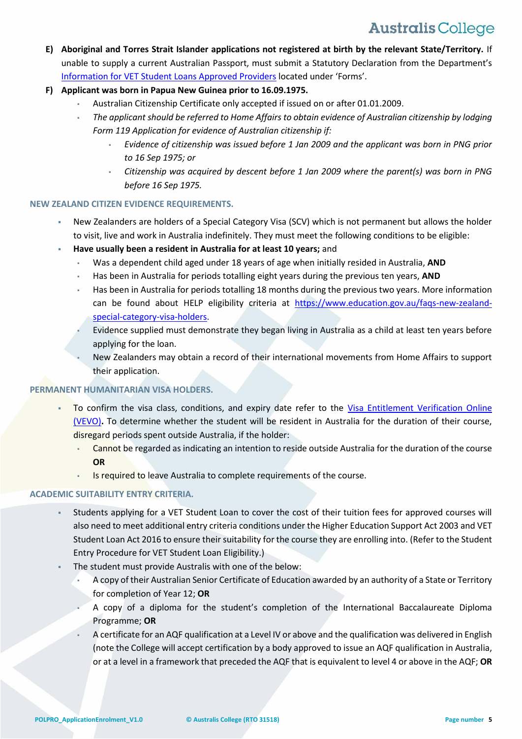**E) Aboriginal and Torres Strait Islander applications not registered at birth by the relevant State/Territory.** If unable to supply a current Australian Passport, must submit a Statutory Declaration from the Department's [Information for VET Student Loans Approved Providers](#) located under 'Forms'.

**F) Applicant was born in Papua New Guinea prior to 16.09.1975.**

- Australian Citizenship Certificate only accepted if issued on or after 01.01.2009.
- *The applicant should be referred to Home Affairs to obtain evidence of Australian citizenship by lodging Form 119 Application for evidence of Australian citizenship if:*
  - *Evidence of citizenship was issued before 1 Jan 2009 and the applicant was born in PNG prior to 16 Sep 1975; or*
  - *Citizenship was acquired by descent before 1 Jan 2009 where the parent(s) was born in PNG before 16 Sep 1975.*

### NEW ZEALAND CITIZEN EVIDENCE REQUIREMENTS.

- New Zealanders are holders of a Special Category Visa (SCV) which is not permanent but allows the holder to visit, live and work in Australia indefinitely. They must meet the following conditions to be eligible:
- **Have usually been a resident in Australia for at least 10 years;** and
  - Was a dependent child aged under 18 years of age when initially resided in Australia, **AND**
  - Has been in Australia for periods totalling eight years during the previous ten years, **AND**
  - Has been in Australia for periods totalling 18 months during the previous two years. More information can be found about HELP eligibility criteria at https://www.education.gov.au/faqs-new-zealand-special-category-visa-holders.
  - Evidence supplied must demonstrate they began living in Australia as a child at least ten years before applying for the loan.
  - New Zealanders may obtain a record of their international movements from Home Affairs to support their application.

### PERMANENT HUMANITARIAN VISA HOLDERS.

- To confirm the visa class, conditions, and expiry date refer to the [Visa Entitlement Verification Online (VEVO)](#)**.** To determine whether the student will be resident in Australia for the duration of their course, disregard periods spent outside Australia, if the holder:
  - Cannot be regarded as indicating an intention to reside outside Australia for the duration of the course **OR**
  - Is required to leave Australia to complete requirements of the course.

### ACADEMIC SUITABILITY ENTRY CRITERIA.

- Students applying for a VET Student Loan to cover the cost of their tuition fees for approved courses will also need to meet additional entry criteria conditions under the Higher Education Support Act 2003 and VET Student Loan Act 2016 to ensure their suitability for the course they are enrolling into. (Refer to the Student Entry Procedure for VET Student Loan Eligibility.)
- The student must provide Australis with one of the below:
  - A copy of their Australian Senior Certificate of Education awarded by an authority of a State or Territory for completion of Year 12; **OR**
  - A copy of a diploma for the student's completion of the International Baccalaureate Diploma Programme; **OR**
  - A certificate for an AQF qualification at a Level IV or above and the qualification was delivered in English (note the College will accept certification by a body approved to issue an AQF qualification in Australia, or at a level in a framework that preceded the AQF that is equivalent to level 4 or above in the AQF; **OR**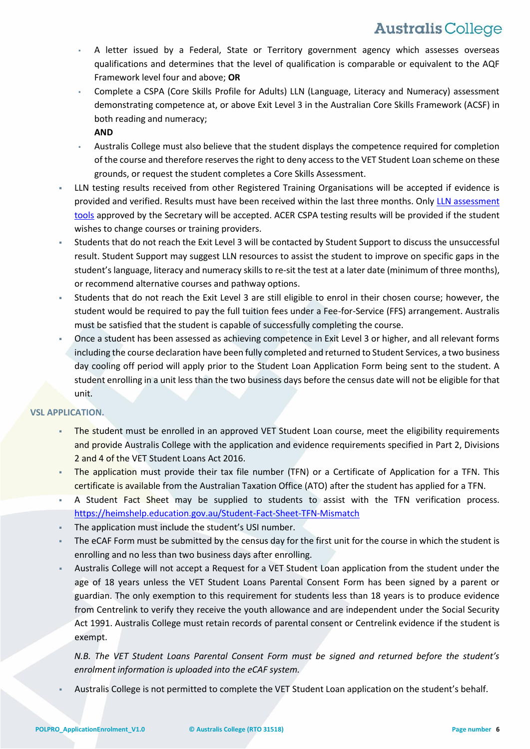- A letter issued by a Federal, State or Territory government agency which assesses overseas qualifications and determines that the level of qualification is comparable or equivalent to the AQF Framework level four and above; **OR**
  - Complete a CSPA (Core Skills Profile for Adults) LLN (Language, Literacy and Numeracy) assessment demonstrating competence at, or above Exit Level 3 in the Australian Core Skills Framework (ACSF) in both reading and numeracy;

    **AND**
  - Australis College must also believe that the student displays the competence required for completion of the course and therefore reserves the right to deny access to the VET Student Loan scheme on these grounds, or request the student completes a Core Skills Assessment.
- LLN testing results received from other Registered Training Organisations will be accepted if evidence is provided and verified. Results must have been received within the last three months. Only [LLN assessment tools](#) approved by the Secretary will be accepted. ACER CSPA testing results will be provided if the student wishes to change courses or training providers.
- Students that do not reach the Exit Level 3 will be contacted by Student Support to discuss the unsuccessful result. Student Support may suggest LLN resources to assist the student to improve on specific gaps in the student's language, literacy and numeracy skills to re-sit the test at a later date (minimum of three months), or recommend alternative courses and pathway options.
- Students that do not reach the Exit Level 3 are still eligible to enrol in their chosen course; however, the student would be required to pay the full tuition fees under a Fee-for-Service (FFS) arrangement. Australis must be satisfied that the student is capable of successfully completing the course.
- Once a student has been assessed as achieving competence in Exit Level 3 or higher, and all relevant forms including the course declaration have been fully completed and returned to Student Services, a two business day cooling off period will apply prior to the Student Loan Application Form being sent to the student. A student enrolling in a unit less than the two business days before the census date will not be eligible for that unit.

## VSL APPLICATION.

- The student must be enrolled in an approved VET Student Loan course, meet the eligibility requirements and provide Australis College with the application and evidence requirements specified in Part 2, Divisions 2 and 4 of the VET Student Loans Act 2016.
- The application must provide their tax file number (TFN) or a Certificate of Application for a TFN. This certificate is available from the Australian Taxation Office (ATO) after the student has applied for a TFN.
- A Student Fact Sheet may be supplied to students to assist with the TFN verification process. https://heimshelp.education.gov.au/Student-Fact-Sheet-TFN-Mismatch
- The application must include the student's USI number.
- The eCAF Form must be submitted by the census day for the first unit for the course in which the student is enrolling and no less than two business days after enrolling.
- Australis College will not accept a Request for a VET Student Loan application from the student under the age of 18 years unless the VET Student Loans Parental Consent Form has been signed by a parent or guardian. The only exemption to this requirement for students less than 18 years is to produce evidence from Centrelink to verify they receive the youth allowance and are independent under the Social Security Act 1991. Australis College must retain records of parental consent or Centrelink evidence if the student is exempt.

  *N.B. The VET Student Loans Parental Consent Form must be signed and returned before the student's enrolment information is uploaded into the eCAF system.*
- Australis College is not permitted to complete the VET Student Loan application on the student's behalf.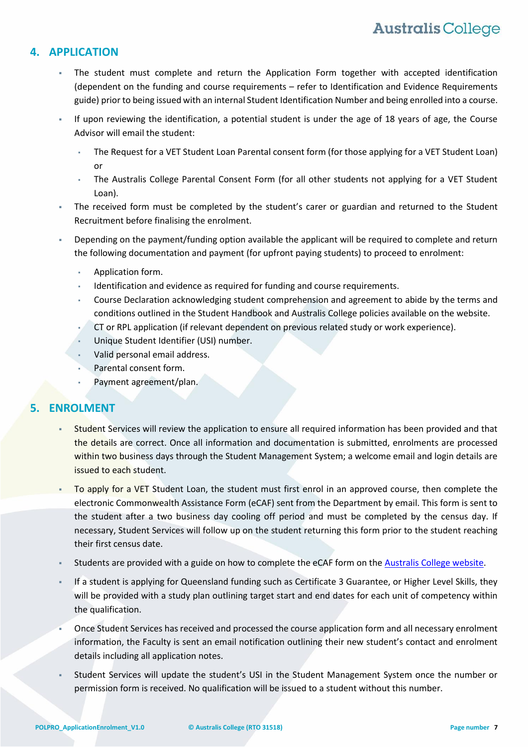## 4. APPLICATION

- The student must complete and return the Application Form together with accepted identification (dependent on the funding and course requirements – refer to Identification and Evidence Requirements guide) prior to being issued with an internal Student Identification Number and being enrolled into a course.
- If upon reviewing the identification, a potential student is under the age of 18 years of age, the Course Advisor will email the student:
  - The Request for a VET Student Loan Parental consent form (for those applying for a VET Student Loan) or
  - The Australis College Parental Consent Form (for all other students not applying for a VET Student Loan).
- The received form must be completed by the student's carer or guardian and returned to the Student Recruitment before finalising the enrolment.
- Depending on the payment/funding option available the applicant will be required to complete and return the following documentation and payment (for upfront paying students) to proceed to enrolment:
  - Application form.
  - Identification and evidence as required for funding and course requirements.
  - Course Declaration acknowledging student comprehension and agreement to abide by the terms and conditions outlined in the Student Handbook and Australis College policies available on the website.
  - CT or RPL application (if relevant dependent on previous related study or work experience).
  - Unique Student Identifier (USI) number.
  - Valid personal email address.
  - Parental consent form.
  - Payment agreement/plan.

## 5. ENROLMENT

- Student Services will review the application to ensure all required information has been provided and that the details are correct. Once all information and documentation is submitted, enrolments are processed within two business days through the Student Management System; a welcome email and login details are issued to each student.
- To apply for a VET Student Loan, the student must first enrol in an approved course, then complete the electronic Commonwealth Assistance Form (eCAF) sent from the Department by email. This form is sent to the student after a two business day cooling off period and must be completed by the census day. If necessary, Student Services will follow up on the student returning this form prior to the student reaching their first census date.
- Students are provided with a guide on how to complete the eCAF form on the Australis College website.
- If a student is applying for Queensland funding such as Certificate 3 Guarantee, or Higher Level Skills, they will be provided with a study plan outlining target start and end dates for each unit of competency within the qualification.
- Once Student Services has received and processed the course application form and all necessary enrolment information, the Faculty is sent an email notification outlining their new student's contact and enrolment details including all application notes.
- Student Services will update the student's USI in the Student Management System once the number or permission form is received. No qualification will be issued to a student without this number.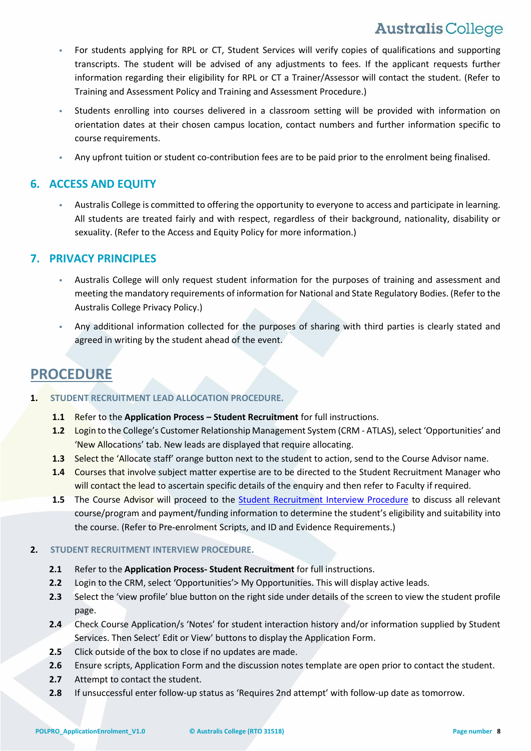- For students applying for RPL or CT, Student Services will verify copies of qualifications and supporting transcripts. The student will be advised of any adjustments to fees. If the applicant requests further information regarding their eligibility for RPL or CT a Trainer/Assessor will contact the student. (Refer to Training and Assessment Policy and Training and Assessment Procedure.)
- Students enrolling into courses delivered in a classroom setting will be provided with information on orientation dates at their chosen campus location, contact numbers and further information specific to course requirements.
- Any upfront tuition or student co-contribution fees are to be paid prior to the enrolment being finalised.

## 6. ACCESS AND EQUITY

- Australis College is committed to offering the opportunity to everyone to access and participate in learning. All students are treated fairly and with respect, regardless of their background, nationality, disability or sexuality. (Refer to the Access and Equity Policy for more information.)

## 7. PRIVACY PRINCIPLES

- Australis College will only request student information for the purposes of training and assessment and meeting the mandatory requirements of information for National and State Regulatory Bodies. (Refer to the Australis College Privacy Policy.)
- Any additional information collected for the purposes of sharing with third parties is clearly stated and agreed in writing by the student ahead of the event.

# PROCEDURE

### 1. STUDENT RECRUITMENT LEAD ALLOCATION PROCEDURE.

**1.1** Refer to the **Application Process – Student Recruitment** for full instructions.

**1.2** Login to the College's Customer Relationship Management System (CRM - ATLAS), select 'Opportunities' and 'New Allocations' tab. New leads are displayed that require allocating.

**1.3** Select the 'Allocate staff' orange button next to the student to action, send to the Course Advisor name.

**1.4** Courses that involve subject matter expertise are to be directed to the Student Recruitment Manager who will contact the lead to ascertain specific details of the enquiry and then refer to Faculty if required.

**1.5** The Course Advisor will proceed to the Student Recruitment Interview Procedure to discuss all relevant course/program and payment/funding information to determine the student's eligibility and suitability into the course. (Refer to Pre-enrolment Scripts, and ID and Evidence Requirements.)

### 2. STUDENT RECRUITMENT INTERVIEW PROCEDURE.

**2.1** Refer to the **Application Process- Student Recruitment** for full instructions.

**2.2** Login to the CRM, select 'Opportunities'> My Opportunities. This will display active leads.

**2.3** Select the 'view profile' blue button on the right side under details of the screen to view the student profile page.

**2.4** Check Course Application/s 'Notes' for student interaction history and/or information supplied by Student Services. Then Select' Edit or View' buttons to display the Application Form.

**2.5** Click outside of the box to close if no updates are made.

**2.6** Ensure scripts, Application Form and the discussion notes template are open prior to contact the student.

**2.7** Attempt to contact the student.

**2.8** If unsuccessful enter follow-up status as 'Requires 2nd attempt' with follow-up date as tomorrow.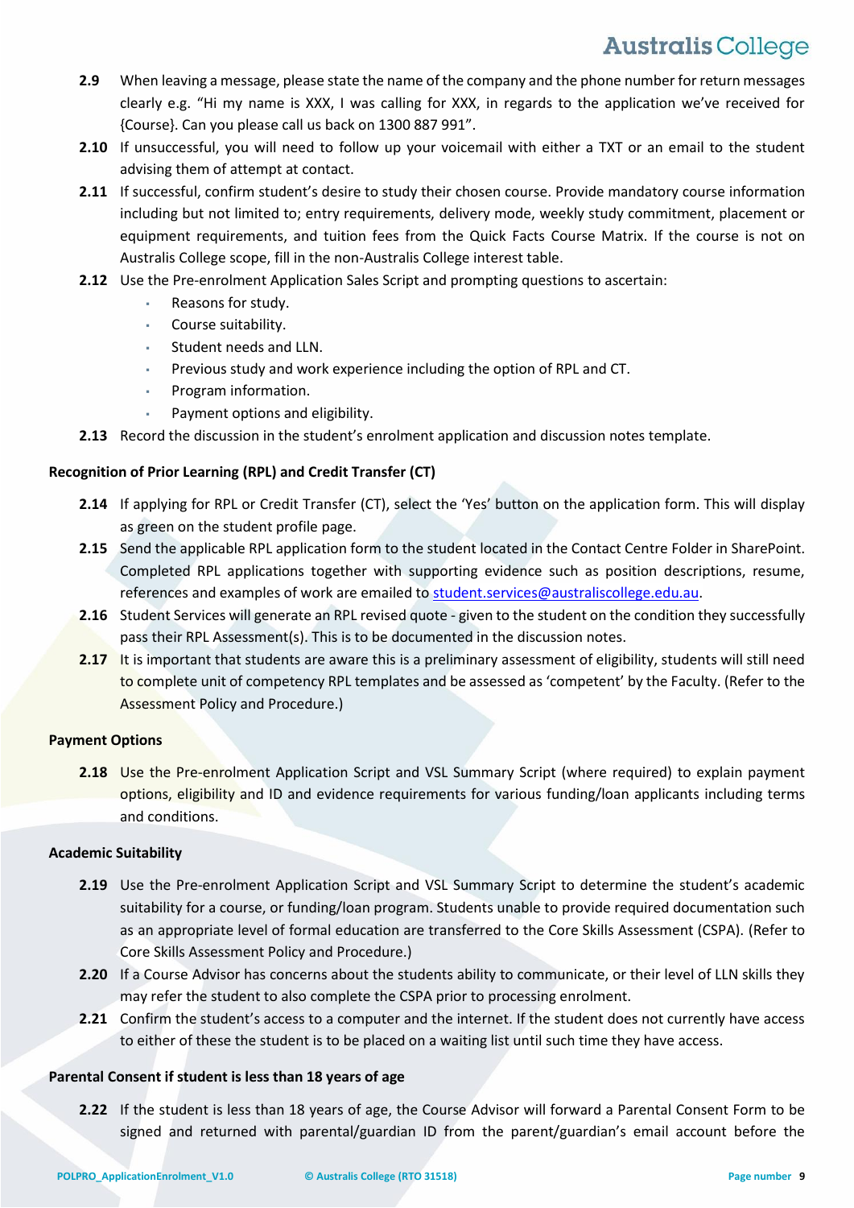**2.9** When leaving a message, please state the name of the company and the phone number for return messages clearly e.g. "Hi my name is XXX, I was calling for XXX, in regards to the application we've received for {Course}. Can you please call us back on 1300 887 991".

**2.10** If unsuccessful, you will need to follow up your voicemail with either a TXT or an email to the student advising them of attempt at contact.

**2.11** If successful, confirm student's desire to study their chosen course. Provide mandatory course information including but not limited to; entry requirements, delivery mode, weekly study commitment, placement or equipment requirements, and tuition fees from the Quick Facts Course Matrix. If the course is not on Australis College scope, fill in the non-Australis College interest table.

**2.12** Use the Pre-enrolment Application Sales Script and prompting questions to ascertain:

- Reasons for study.
- Course suitability.
- Student needs and LLN.
- Previous study and work experience including the option of RPL and CT.
- Program information.
- Payment options and eligibility.

**2.13** Record the discussion in the student's enrolment application and discussion notes template.

### Recognition of Prior Learning (RPL) and Credit Transfer (CT)

**2.14** If applying for RPL or Credit Transfer (CT), select the 'Yes' button on the application form. This will display as green on the student profile page.

**2.15** Send the applicable RPL application form to the student located in the Contact Centre Folder in SharePoint. Completed RPL applications together with supporting evidence such as position descriptions, resume, references and examples of work are emailed to student.services@australiscollege.edu.au.

**2.16** Student Services will generate an RPL revised quote - given to the student on the condition they successfully pass their RPL Assessment(s). This is to be documented in the discussion notes.

**2.17** It is important that students are aware this is a preliminary assessment of eligibility, students will still need to complete unit of competency RPL templates and be assessed as 'competent' by the Faculty. (Refer to the Assessment Policy and Procedure.)

### Payment Options

**2.18** Use the Pre-enrolment Application Script and VSL Summary Script (where required) to explain payment options, eligibility and ID and evidence requirements for various funding/loan applicants including terms and conditions.

### Academic Suitability

**2.19** Use the Pre-enrolment Application Script and VSL Summary Script to determine the student's academic suitability for a course, or funding/loan program. Students unable to provide required documentation such as an appropriate level of formal education are transferred to the Core Skills Assessment (CSPA). (Refer to Core Skills Assessment Policy and Procedure.)

**2.20** If a Course Advisor has concerns about the students ability to communicate, or their level of LLN skills they may refer the student to also complete the CSPA prior to processing enrolment.

**2.21** Confirm the student's access to a computer and the internet. If the student does not currently have access to either of these the student is to be placed on a waiting list until such time they have access.

### Parental Consent if student is less than 18 years of age

**2.22** If the student is less than 18 years of age, the Course Advisor will forward a Parental Consent Form to be signed and returned with parental/guardian ID from the parent/guardian's email account before the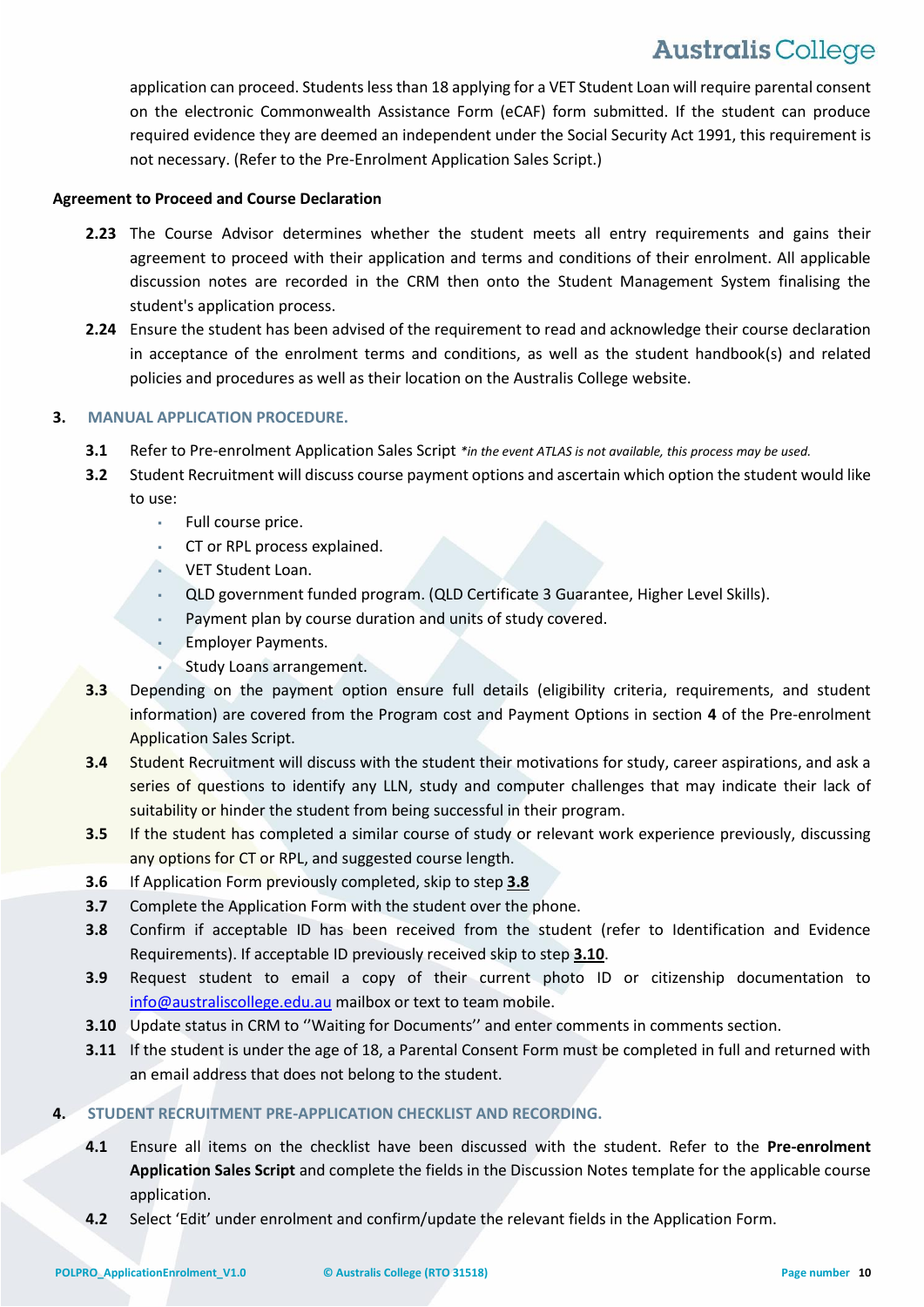application can proceed. Students less than 18 applying for a VET Student Loan will require parental consent on the electronic Commonwealth Assistance Form (eCAF) form submitted. If the student can produce required evidence they are deemed an independent under the Social Security Act 1991, this requirement is not necessary. (Refer to the Pre-Enrolment Application Sales Script.)

**Agreement to Proceed and Course Declaration**

**2.23** The Course Advisor determines whether the student meets all entry requirements and gains their agreement to proceed with their application and terms and conditions of their enrolment. All applicable discussion notes are recorded in the CRM then onto the Student Management System finalising the student's application process.

**2.24** Ensure the student has been advised of the requirement to read and acknowledge their course declaration in acceptance of the enrolment terms and conditions, as well as the student handbook(s) and related policies and procedures as well as their location on the Australis College website.

## 3. MANUAL APPLICATION PROCEDURE.

**3.1** Refer to Pre-enrolment Application Sales Script *\*in the event ATLAS is not available, this process may be used.*

**3.2** Student Recruitment will discuss course payment options and ascertain which option the student would like to use:

- Full course price.
- CT or RPL process explained.
- VET Student Loan.
- QLD government funded program. (QLD Certificate 3 Guarantee, Higher Level Skills).
- Payment plan by course duration and units of study covered.
- Employer Payments.
- Study Loans arrangement.

**3.3** Depending on the payment option ensure full details (eligibility criteria, requirements, and student information) are covered from the Program cost and Payment Options in section **4** of the Pre-enrolment Application Sales Script.

**3.4** Student Recruitment will discuss with the student their motivations for study, career aspirations, and ask a series of questions to identify any LLN, study and computer challenges that may indicate their lack of suitability or hinder the student from being successful in their program.

**3.5** If the student has completed a similar course of study or relevant work experience previously, discussing any options for CT or RPL, and suggested course length.

**3.6** If Application Form previously completed, skip to step **3.8**

**3.7** Complete the Application Form with the student over the phone.

**3.8** Confirm if acceptable ID has been received from the student (refer to Identification and Evidence Requirements). If acceptable ID previously received skip to step **3.10**.

**3.9** Request student to email a copy of their current photo ID or citizenship documentation to info@australiscollege.edu.au mailbox or text to team mobile.

**3.10** Update status in CRM to ''Waiting for Documents'' and enter comments in comments section.

**3.11** If the student is under the age of 18, a Parental Consent Form must be completed in full and returned with an email address that does not belong to the student.

## 4. STUDENT RECRUITMENT PRE-APPLICATION CHECKLIST AND RECORDING.

**4.1** Ensure all items on the checklist have been discussed with the student. Refer to the **Pre-enrolment Application Sales Script** and complete the fields in the Discussion Notes template for the applicable course application.

**4.2** Select 'Edit' under enrolment and confirm/update the relevant fields in the Application Form.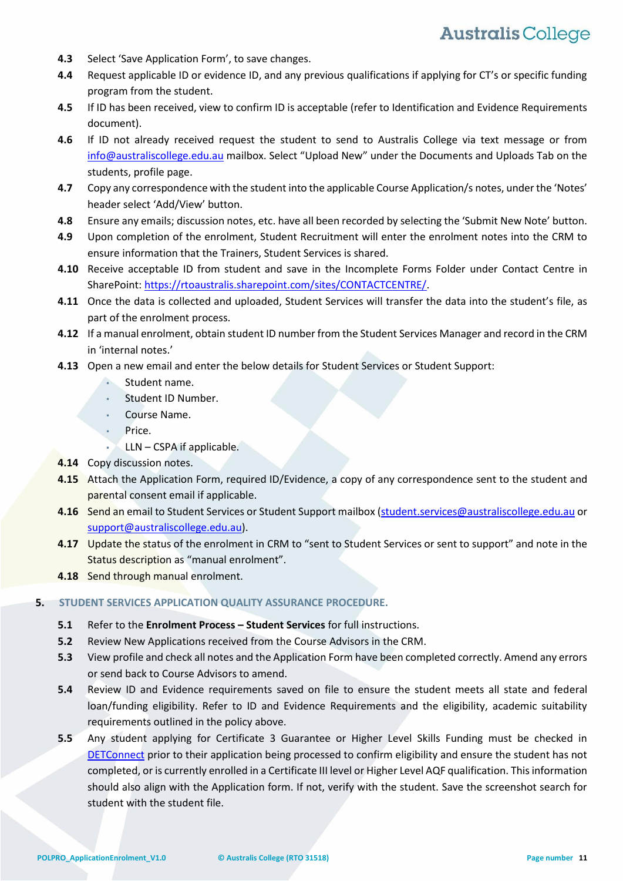**4.3** Select 'Save Application Form', to save changes.

**4.4** Request applicable ID or evidence ID, and any previous qualifications if applying for CT's or specific funding program from the student.

**4.5** If ID has been received, view to confirm ID is acceptable (refer to Identification and Evidence Requirements document).

**4.6** If ID not already received request the student to send to Australis College via text message or from info@australiscollege.edu.au mailbox. Select "Upload New" under the Documents and Uploads Tab on the students, profile page.

**4.7** Copy any correspondence with the student into the applicable Course Application/s notes, under the 'Notes' header select 'Add/View' button.

**4.8** Ensure any emails; discussion notes, etc. have all been recorded by selecting the 'Submit New Note' button.

**4.9** Upon completion of the enrolment, Student Recruitment will enter the enrolment notes into the CRM to ensure information that the Trainers, Student Services is shared.

**4.10** Receive acceptable ID from student and save in the Incomplete Forms Folder under Contact Centre in SharePoint: https://rtoaustralis.sharepoint.com/sites/CONTACTCENTRE/.

**4.11** Once the data is collected and uploaded, Student Services will transfer the data into the student's file, as part of the enrolment process.

**4.12** If a manual enrolment, obtain student ID number from the Student Services Manager and record in the CRM in 'internal notes.'

**4.13** Open a new email and enter the below details for Student Services or Student Support:

- Student name.
- Student ID Number.
- Course Name.
- Price.
- LLN – CSPA if applicable.

**4.14** Copy discussion notes.

**4.15** Attach the Application Form, required ID/Evidence, a copy of any correspondence sent to the student and parental consent email if applicable.

**4.16** Send an email to Student Services or Student Support mailbox (student.services@australiscollege.edu.au or support@australiscollege.edu.au).

**4.17** Update the status of the enrolment in CRM to "sent to Student Services or sent to support" and note in the Status description as "manual enrolment".

**4.18** Send through manual enrolment.

## 5. STUDENT SERVICES APPLICATION QUALITY ASSURANCE PROCEDURE.

**5.1** Refer to the **Enrolment Process – Student Services** for full instructions.

**5.2** Review New Applications received from the Course Advisors in the CRM.

**5.3** View profile and check all notes and the Application Form have been completed correctly. Amend any errors or send back to Course Advisors to amend.

**5.4** Review ID and Evidence requirements saved on file to ensure the student meets all state and federal loan/funding eligibility. Refer to ID and Evidence Requirements and the eligibility, academic suitability requirements outlined in the policy above.

**5.5** Any student applying for Certificate 3 Guarantee or Higher Level Skills Funding must be checked in DETConnect prior to their application being processed to confirm eligibility and ensure the student has not completed, or is currently enrolled in a Certificate III level or Higher Level AQF qualification. This information should also align with the Application form. If not, verify with the student. Save the screenshot search for student with the student file.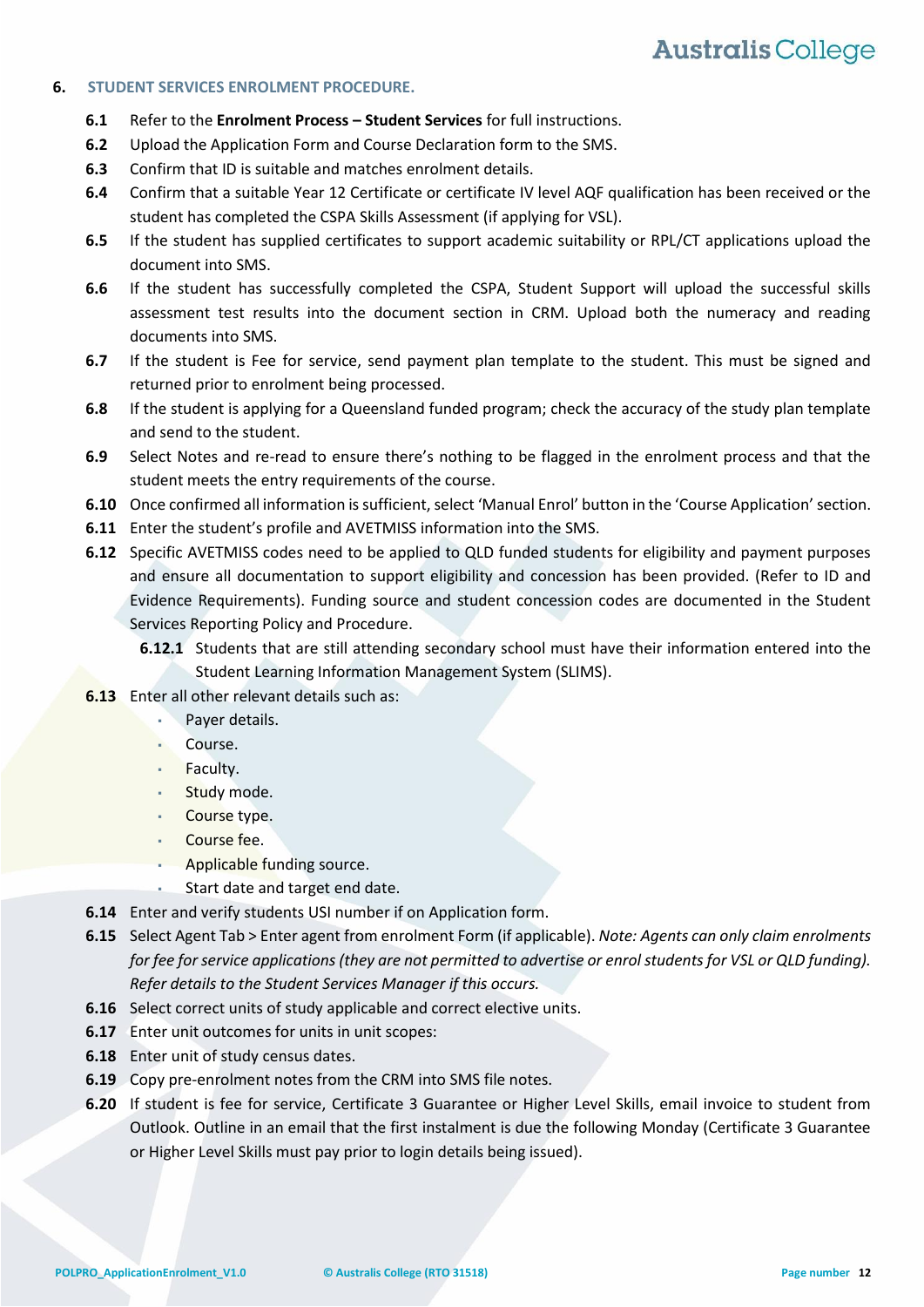## 6. STUDENT SERVICES ENROLMENT PROCEDURE.

**6.1** Refer to the **Enrolment Process – Student Services** for full instructions.

**6.2** Upload the Application Form and Course Declaration form to the SMS.

**6.3** Confirm that ID is suitable and matches enrolment details.

**6.4** Confirm that a suitable Year 12 Certificate or certificate IV level AQF qualification has been received or the student has completed the CSPA Skills Assessment (if applying for VSL).

**6.5** If the student has supplied certificates to support academic suitability or RPL/CT applications upload the document into SMS.

**6.6** If the student has successfully completed the CSPA, Student Support will upload the successful skills assessment test results into the document section in CRM. Upload both the numeracy and reading documents into SMS.

**6.7** If the student is Fee for service, send payment plan template to the student. This must be signed and returned prior to enrolment being processed.

**6.8** If the student is applying for a Queensland funded program; check the accuracy of the study plan template and send to the student.

**6.9** Select Notes and re-read to ensure there's nothing to be flagged in the enrolment process and that the student meets the entry requirements of the course.

**6.10** Once confirmed all information is sufficient, select 'Manual Enrol' button in the 'Course Application' section.

**6.11** Enter the student's profile and AVETMISS information into the SMS.

**6.12** Specific AVETMISS codes need to be applied to QLD funded students for eligibility and payment purposes and ensure all documentation to support eligibility and concession has been provided. (Refer to ID and Evidence Requirements). Funding source and student concession codes are documented in the Student Services Reporting Policy and Procedure.

**6.12.1** Students that are still attending secondary school must have their information entered into the Student Learning Information Management System (SLIMS).

**6.13** Enter all other relevant details such as:

- Payer details.
- Course.
- Faculty.
- Study mode.
- Course type.
- Course fee.
- Applicable funding source.
- Start date and target end date.

**6.14** Enter and verify students USI number if on Application form.

**6.15** Select Agent Tab > Enter agent from enrolment Form (if applicable). *Note: Agents can only claim enrolments for fee for service applications (they are not permitted to advertise or enrol students for VSL or QLD funding). Refer details to the Student Services Manager if this occurs.*

**6.16** Select correct units of study applicable and correct elective units.

**6.17** Enter unit outcomes for units in unit scopes:

**6.18** Enter unit of study census dates.

**6.19** Copy pre-enrolment notes from the CRM into SMS file notes.

**6.20** If student is fee for service, Certificate 3 Guarantee or Higher Level Skills, email invoice to student from Outlook. Outline in an email that the first instalment is due the following Monday (Certificate 3 Guarantee or Higher Level Skills must pay prior to login details being issued).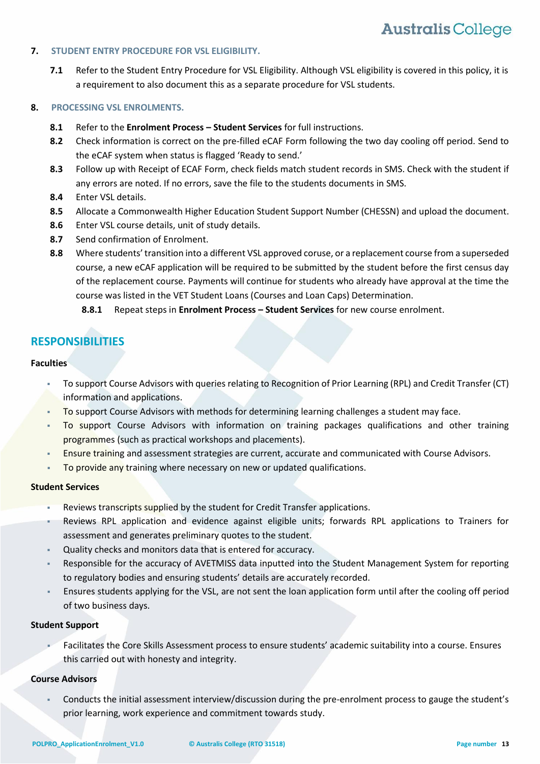## 7. STUDENT ENTRY PROCEDURE FOR VSL ELIGIBILITY.

**7.1** Refer to the Student Entry Procedure for VSL Eligibility. Although VSL eligibility is covered in this policy, it is a requirement to also document this as a separate procedure for VSL students.

## 8. PROCESSING VSL ENROLMENTS.

**8.1** Refer to the **Enrolment Process – Student Services** for full instructions.

**8.2** Check information is correct on the pre-filled eCAF Form following the two day cooling off period. Send to the eCAF system when status is flagged 'Ready to send.'

**8.3** Follow up with Receipt of ECAF Form, check fields match student records in SMS. Check with the student if any errors are noted. If no errors, save the file to the students documents in SMS.

**8.4** Enter VSL details.

**8.5** Allocate a Commonwealth Higher Education Student Support Number (CHESSN) and upload the document.

**8.6** Enter VSL course details, unit of study details.

**8.7** Send confirmation of Enrolment.

**8.8** Where students' transition into a different VSL approved coruse, or a replacement course from a superseded course, a new eCAF application will be required to be submitted by the student before the first census day of the replacement course. Payments will continue for students who already have approval at the time the course was listed in the VET Student Loans (Courses and Loan Caps) Determination.

**8.8.1** Repeat steps in **Enrolment Process – Student Services** for new course enrolment.

# RESPONSIBILITIES

**Faculties**

- To support Course Advisors with queries relating to Recognition of Prior Learning (RPL) and Credit Transfer (CT) information and applications.
- To support Course Advisors with methods for determining learning challenges a student may face.
- To support Course Advisors with information on training packages qualifications and other training programmes (such as practical workshops and placements).
- Ensure training and assessment strategies are current, accurate and communicated with Course Advisors.
- To provide any training where necessary on new or updated qualifications.

**Student Services**

- Reviews transcripts supplied by the student for Credit Transfer applications.
- Reviews RPL application and evidence against eligible units; forwards RPL applications to Trainers for assessment and generates preliminary quotes to the student.
- Quality checks and monitors data that is entered for accuracy.
- Responsible for the accuracy of AVETMISS data inputted into the Student Management System for reporting to regulatory bodies and ensuring students' details are accurately recorded.
- Ensures students applying for the VSL, are not sent the loan application form until after the cooling off period of two business days.

**Student Support**

- Facilitates the Core Skills Assessment process to ensure students' academic suitability into a course. Ensures this carried out with honesty and integrity.

**Course Advisors**

- Conducts the initial assessment interview/discussion during the pre-enrolment process to gauge the student's prior learning, work experience and commitment towards study.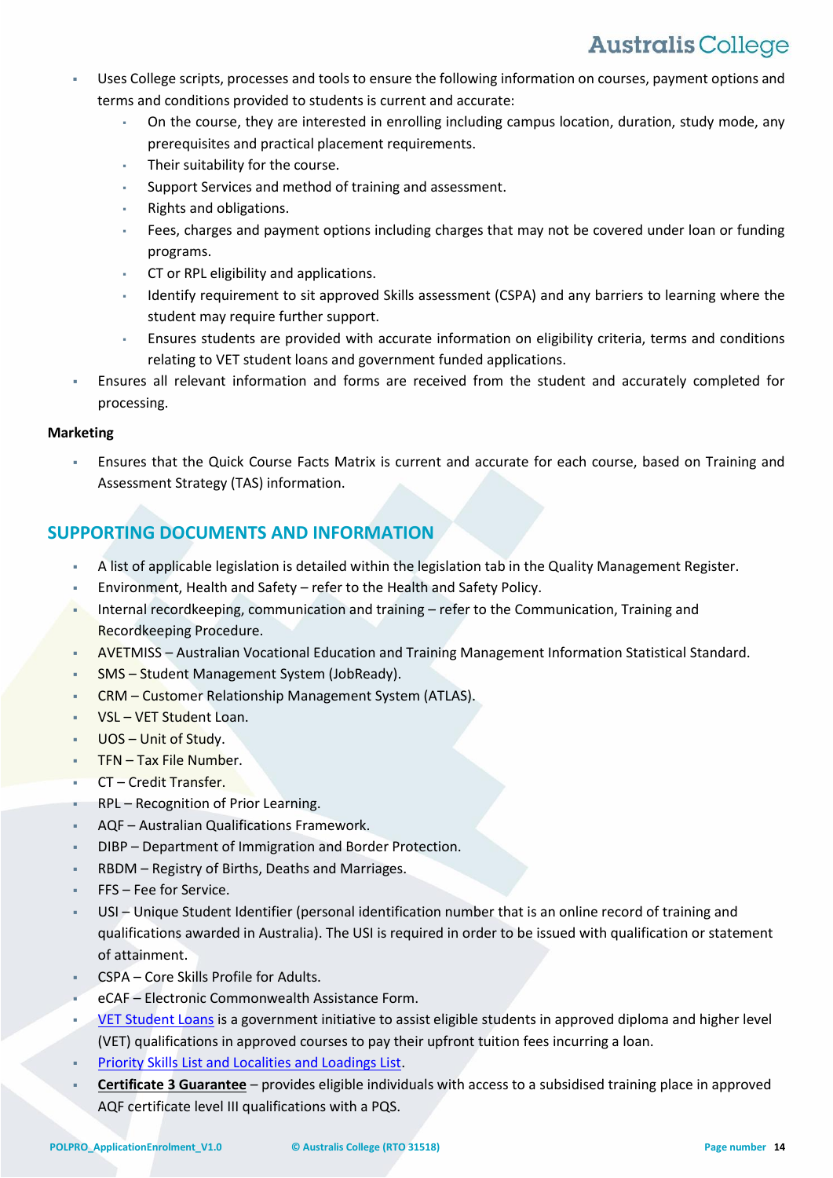- Uses College scripts, processes and tools to ensure the following information on courses, payment options and terms and conditions provided to students is current and accurate:
  - On the course, they are interested in enrolling including campus location, duration, study mode, any prerequisites and practical placement requirements.
  - Their suitability for the course.
  - Support Services and method of training and assessment.
  - Rights and obligations.
  - Fees, charges and payment options including charges that may not be covered under loan or funding programs.
  - CT or RPL eligibility and applications.
  - Identify requirement to sit approved Skills assessment (CSPA) and any barriers to learning where the student may require further support.
  - Ensures students are provided with accurate information on eligibility criteria, terms and conditions relating to VET student loans and government funded applications.
- Ensures all relevant information and forms are received from the student and accurately completed for processing.

**Marketing**

- Ensures that the Quick Course Facts Matrix is current and accurate for each course, based on Training and Assessment Strategy (TAS) information.

## SUPPORTING DOCUMENTS AND INFORMATION

- A list of applicable legislation is detailed within the legislation tab in the Quality Management Register.
- Environment, Health and Safety – refer to the Health and Safety Policy.
- Internal recordkeeping, communication and training – refer to the Communication, Training and Recordkeeping Procedure.
- AVETMISS – Australian Vocational Education and Training Management Information Statistical Standard.
- SMS – Student Management System (JobReady).
- CRM – Customer Relationship Management System (ATLAS).
- VSL – VET Student Loan.
- UOS – Unit of Study.
- TFN – Tax File Number.
- CT – Credit Transfer.
- RPL – Recognition of Prior Learning.
- AQF – Australian Qualifications Framework.
- DIBP – Department of Immigration and Border Protection.
- RBDM – Registry of Births, Deaths and Marriages.
- FFS – Fee for Service.
- USI – Unique Student Identifier (personal identification number that is an online record of training and qualifications awarded in Australia). The USI is required in order to be issued with qualification or statement of attainment.
- CSPA – Core Skills Profile for Adults.
- eCAF – Electronic Commonwealth Assistance Form.
- VET Student Loans is a government initiative to assist eligible students in approved diploma and higher level (VET) qualifications in approved courses to pay their upfront tuition fees incurring a loan.
- Priority Skills List and Localities and Loadings List.
- **Certificate 3 Guarantee** – provides eligible individuals with access to a subsidised training place in approved AQF certificate level III qualifications with a PQS.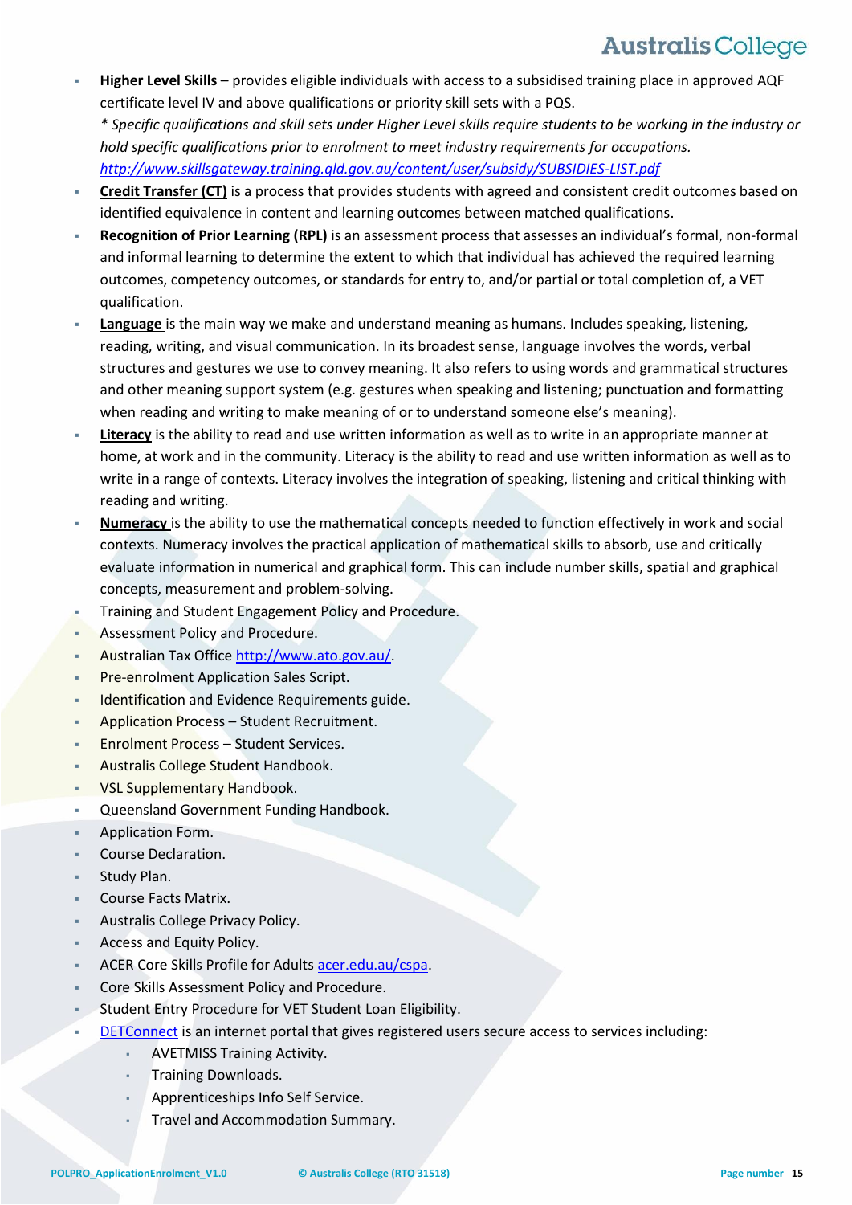- **Higher Level Skills** – provides eligible individuals with access to a subsidised training place in approved AQF certificate level IV and above qualifications or priority skill sets with a PQS.
  *\* Specific qualifications and skill sets under Higher Level skills require students to be working in the industry or hold specific qualifications prior to enrolment to meet industry requirements for occupations.*
  *http://www.skillsgateway.training.qld.gov.au/content/user/subsidy/SUBSIDIES-LIST.pdf*
- **Credit Transfer (CT)** is a process that provides students with agreed and consistent credit outcomes based on identified equivalence in content and learning outcomes between matched qualifications.
- **Recognition of Prior Learning (RPL)** is an assessment process that assesses an individual's formal, non-formal and informal learning to determine the extent to which that individual has achieved the required learning outcomes, competency outcomes, or standards for entry to, and/or partial or total completion of, a VET qualification.
- **Language** is the main way we make and understand meaning as humans. Includes speaking, listening, reading, writing, and visual communication. In its broadest sense, language involves the words, verbal structures and gestures we use to convey meaning. It also refers to using words and grammatical structures and other meaning support system (e.g. gestures when speaking and listening; punctuation and formatting when reading and writing to make meaning of or to understand someone else's meaning).
- **Literacy** is the ability to read and use written information as well as to write in an appropriate manner at home, at work and in the community. Literacy is the ability to read and use written information as well as to write in a range of contexts. Literacy involves the integration of speaking, listening and critical thinking with reading and writing.
- **Numeracy** is the ability to use the mathematical concepts needed to function effectively in work and social contexts. Numeracy involves the practical application of mathematical skills to absorb, use and critically evaluate information in numerical and graphical form. This can include number skills, spatial and graphical concepts, measurement and problem-solving.
- Training and Student Engagement Policy and Procedure.
- Assessment Policy and Procedure.
- Australian Tax Office http://www.ato.gov.au/.
- Pre-enrolment Application Sales Script.
- Identification and Evidence Requirements guide.
- Application Process – Student Recruitment.
- Enrolment Process – Student Services.
- Australis College Student Handbook.
- VSL Supplementary Handbook.
- Queensland Government Funding Handbook.
- Application Form.
- Course Declaration.
- Study Plan.
- Course Facts Matrix.
- Australis College Privacy Policy.
- Access and Equity Policy.
- ACER Core Skills Profile for Adults acer.edu.au/cspa.
- Core Skills Assessment Policy and Procedure.
- Student Entry Procedure for VET Student Loan Eligibility.
- DETConnect is an internet portal that gives registered users secure access to services including:
  - AVETMISS Training Activity.
  - Training Downloads.
  - Apprenticeships Info Self Service.
  - Travel and Accommodation Summary.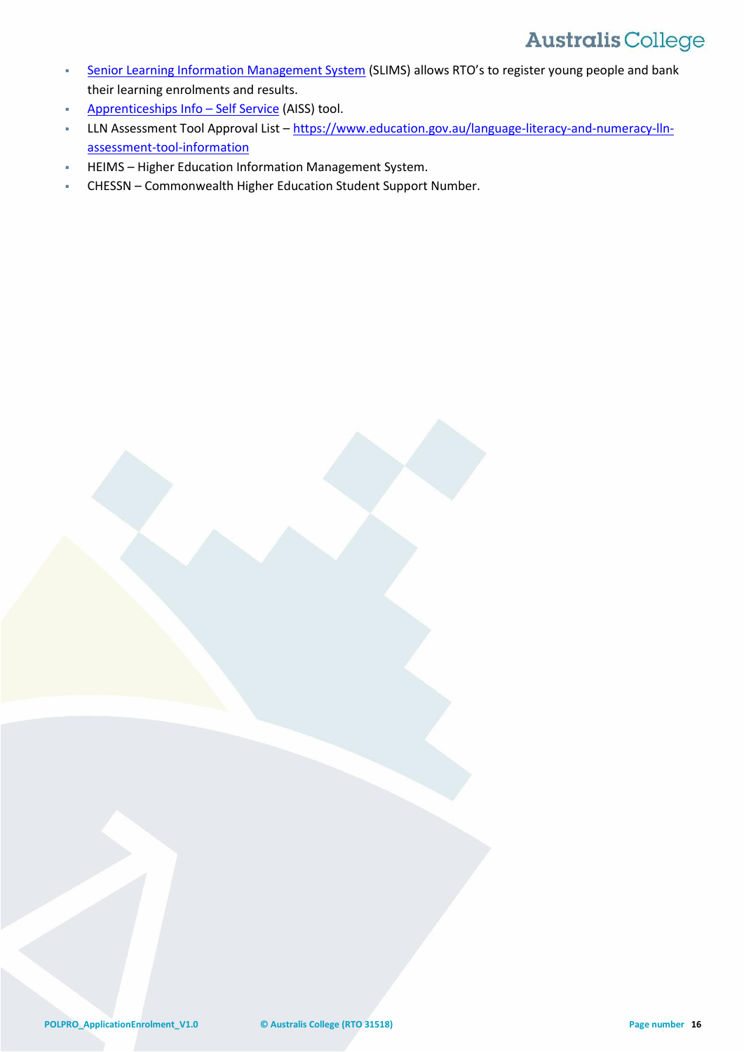- Senior Learning Information Management System (SLIMS) allows RTO's to register young people and bank their learning enrolments and results.
- Apprenticeships Info – Self Service (AISS) tool.
- LLN Assessment Tool Approval List – https://www.education.gov.au/language-literacy-and-numeracy-lln-assessment-tool-information
- HEIMS – Higher Education Information Management System.
- CHESSN – Commonwealth Higher Education Student Support Number.